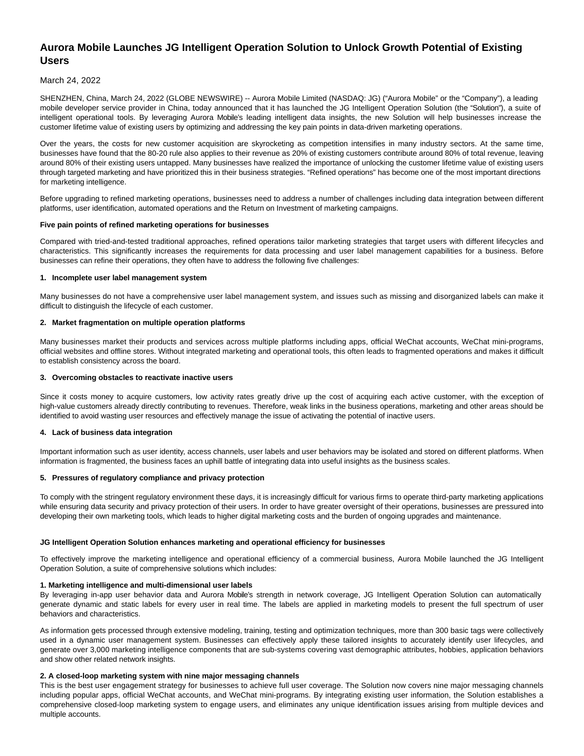# Aurora Mobile Launches JG Intelligent Operation Solution to Unlock Growth Potential of Existing Users

March 24, 2022

SHENZHEN, China, March 24, 2022 (GLOBE NEWSWIRE) -- Aurora Mobile Limited (NASDAQ: JG) ("Aurora Mobile" or the "Company"), a leading mobile developer service provider in China, today announced that it has launched the JG Intelligent Operation Solution (the "Solution"), a suite of intelligent operational tools. By leveraging Aurora Mobile's leading intelligent data insights, the new Solution will help businesses increase the customer lifetime value of existing users by optimizing and addressing the key pain points in data-driven marketing operations.

Over the years, the costs for new customer acquisition are skyrocketing as competition intensifies in many industry sectors. At the same time, businesses have found that the 80-20 rule also applies to their revenue as 20% of existing customers contribute around 80% of total revenue, leaving around 80% of their existing users untapped. Many businesses have realized the importance of unlocking the customer lifetime value of existing users through targeted marketing and have prioritized this in their business strategies. "Refined operations" has become one of the most important directions for marketing intelligence.

Before upgrading to refined marketing operations, businesses need to address a number of challenges including data integration between different platforms, user identification, automated operations and the Return on Investment of marketing campaigns.

**Five pain points of refined marketing operations for businesses**

Compared with tried-and-tested traditional approaches, refined operations tailor marketing strategies that target users with different lifecycles and characteristics. This significantly increases the requirements for data processing and user label management capabilities for a business. Before businesses can refine their operations, they often have to address the following five challenges:

**1. Incomplete user label management system**

Many businesses do not have a comprehensive user label management system, and issues such as missing and disorganized labels can make it difficult to distinguish the lifecycle of each customer.

**2. Market fragmentation on multiple operation platforms**

Many businesses market their products and services across multiple platforms including apps, official WeChat accounts, WeChat mini-programs, official websites and offline stores. Without integrated marketing and operational tools, this often leads to fragmented operations and makes it difficult to establish consistency across the board.

**3. Overcoming obstacles to reactivate inactive users**

Since it costs money to acquire customers, low activity rates greatly drive up the cost of acquiring each active customer, with the exception of high-value customers already directly contributing to revenues. Therefore, weak links in the business operations, marketing and other areas should be identified to avoid wasting user resources and effectively manage the issue of activating the potential of inactive users.

**4. Lack of business data integration**

Important information such as user identity, access channels, user labels and user behaviors may be isolated and stored on different platforms. When information is fragmented, the business faces an uphill battle of integrating data into useful insights as the business scales.

**5. Pressures of regulatory compliance and privacy protection**

To comply with the stringent regulatory environment these days, it is increasingly difficult for various firms to operate third-party marketing applications while ensuring data security and privacy protection of their users. In order to have greater oversight of their operations, businesses are pressured into developing their own marketing tools, which leads to higher digital marketing costs and the burden of ongoing upgrades and maintenance.

**JG Intelligent Operation Solution enhances marketing and operational efficiency for businesses**

To effectively improve the marketing intelligence and operational efficiency of a commercial business, Aurora Mobile launched the JG Intelligent Operation Solution, a suite of comprehensive solutions which includes:

**1. Marketing intelligence and multi-dimensional user labels**

By leveraging in-app user behavior data and Aurora Mobile's strength in network coverage, JG Intelligent Operation Solution can automatically generate dynamic and static labels for every user in real time. The labels are applied in marketing models to present the full spectrum of user behaviors and characteristics.

As information gets processed through extensive modeling, training, testing and optimization techniques, more than 300 basic tags were collectively used in a dynamic user management system. Businesses can effectively apply these tailored insights to accurately identify user lifecycles, and generate over 3,000 marketing intelligence components that are sub-systems covering vast demographic attributes, hobbies, application behaviors and show other related network insights.

**2. A closed-loop marketing system with nine major messaging channels**

This is the best user engagement strategy for businesses to achieve full user coverage. The Solution now covers nine major messaging channels including popular apps, official WeChat accounts, and WeChat mini-programs. By integrating existing user information, the Solution establishes a comprehensive closed-loop marketing system to engage users, and eliminates any unique identification issues arising from multiple devices and multiple accounts.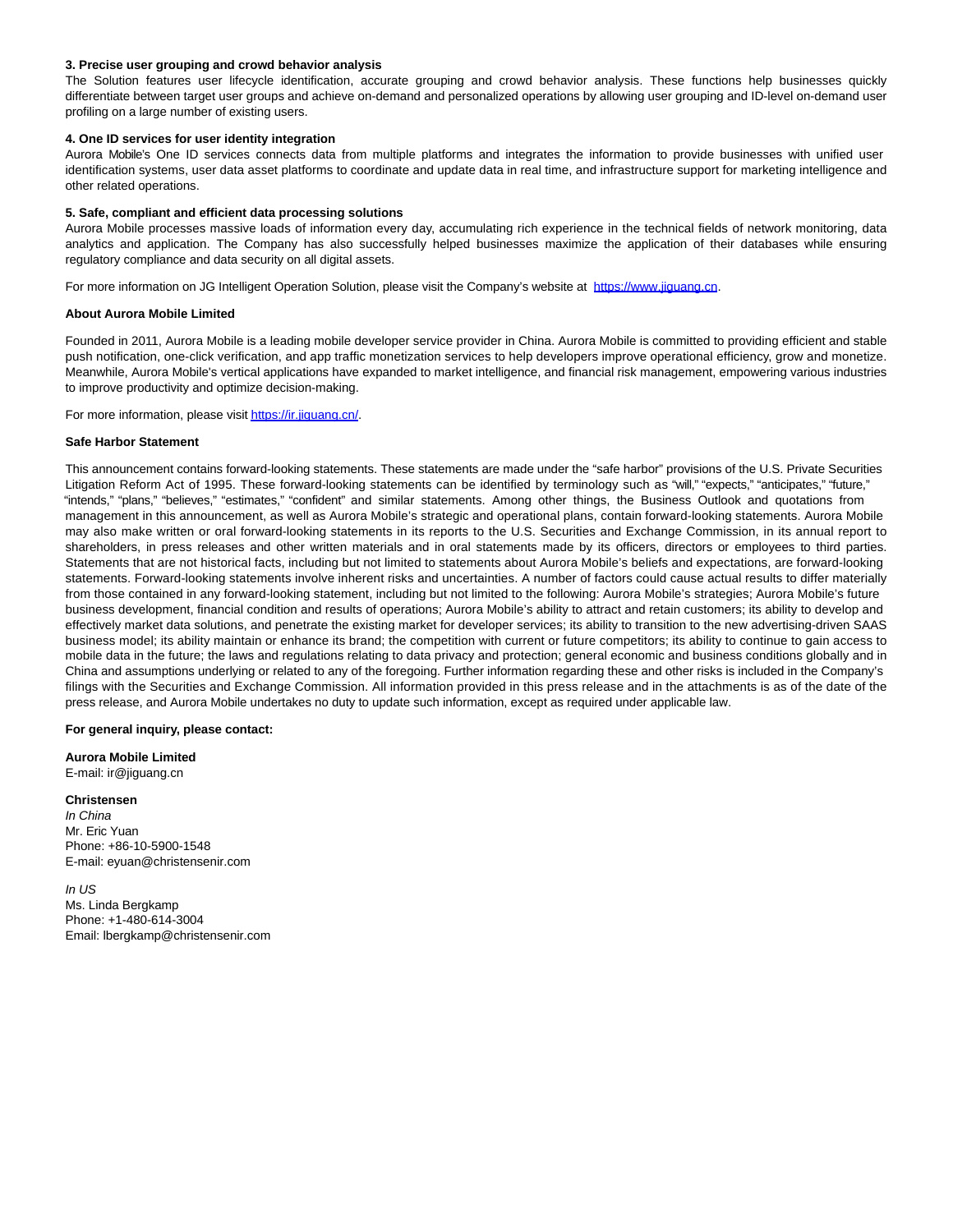**3. Precise user grouping and crowd behavior analysis**

The Solution features user lifecycle identification, accurate grouping and crowd behavior analysis. These functions help businesses quickly differentiate between target user groups and achieve on-demand and personalized operations by allowing user grouping and ID-level on-demand user profiling on a large number of existing users.

**4. One ID services for user identity integration**

Aurora Mobile's One ID services connects data from multiple platforms and integrates the information to provide businesses with unified user identification systems, user data asset platforms to coordinate and update data in real time, and infrastructure support for marketing intelligence and other related operations.

**5. Safe, compliant and efficient data processing solutions**

Aurora Mobile processes massive loads of information every day, accumulating rich experience in the technical fields of network monitoring, data analytics and application. The Company has also successfully helped businesses maximize the application of their databases while ensuring regulatory compliance and data security on all digital assets.

For more information on JG Intelligent Operation Solution, please visit the Company's website at https://www.jiguang.cn.

**About Aurora Mobile Limited**

Founded in 2011, Aurora Mobile is a leading mobile developer service provider in China. Aurora Mobile is committed to providing efficient and stable push notification, one-click verification, and app traffic monetization services to help developers improve operational efficiency, grow and monetize. Meanwhile, Aurora Mobile's vertical applications have expanded to market intelligence, and financial risk management, empowering various industries to improve productivity and optimize decision-making.

For more information, please visit https://ir.jiguang.cn/.

**Safe Harbor Statement**

This announcement contains forward-looking statements. These statements are made under the "safe harbor" provisions of the U.S. Private Securities Litigation Reform Act of 1995. These forward-looking statements can be identified by terminology such as "will," "expects," "anticipates," "future," "intends," "plans," "believes," "estimates," "confident" and similar statements. Among other things, the Business Outlook and quotations from management in this announcement, as well as Aurora Mobile's strategic and operational plans, contain forward-looking statements. Aurora Mobile may also make written or oral forward-looking statements in its reports to the U.S. Securities and Exchange Commission, in its annual report to shareholders, in press releases and other written materials and in oral statements made by its officers, directors or employees to third parties. Statements that are not historical facts, including but not limited to statements about Aurora Mobile's beliefs and expectations, are forward-looking statements. Forward-looking statements involve inherent risks and uncertainties. A number of factors could cause actual results to differ materially from those contained in any forward-looking statement, including but not limited to the following: Aurora Mobile's strategies; Aurora Mobile's future business development, financial condition and results of operations; Aurora Mobile's ability to attract and retain customers; its ability to develop and effectively market data solutions, and penetrate the existing market for developer services; its ability to transition to the new advertising-driven SAAS business model; its ability maintain or enhance its brand; the competition with current or future competitors; its ability to continue to gain access to mobile data in the future; the laws and regulations relating to data privacy and protection; general economic and business conditions globally and in China and assumptions underlying or related to any of the foregoing. Further information regarding these and other risks is included in the Company's filings with the Securities and Exchange Commission. All information provided in this press release and in the attachments is as of the date of the press release, and Aurora Mobile undertakes no duty to update such information, except as required under applicable law.

**For general inquiry, please contact:**

**Aurora Mobile Limited**
E-mail: ir@jiguang.cn

**Christensen**
*In China*
Mr. Eric Yuan
Phone: +86-10-5900-1548
E-mail: eyuan@christensenir.com

*In US*
Ms. Linda Bergkamp
Phone: +1-480-614-3004
Email: lbergkamp@christensenir.com